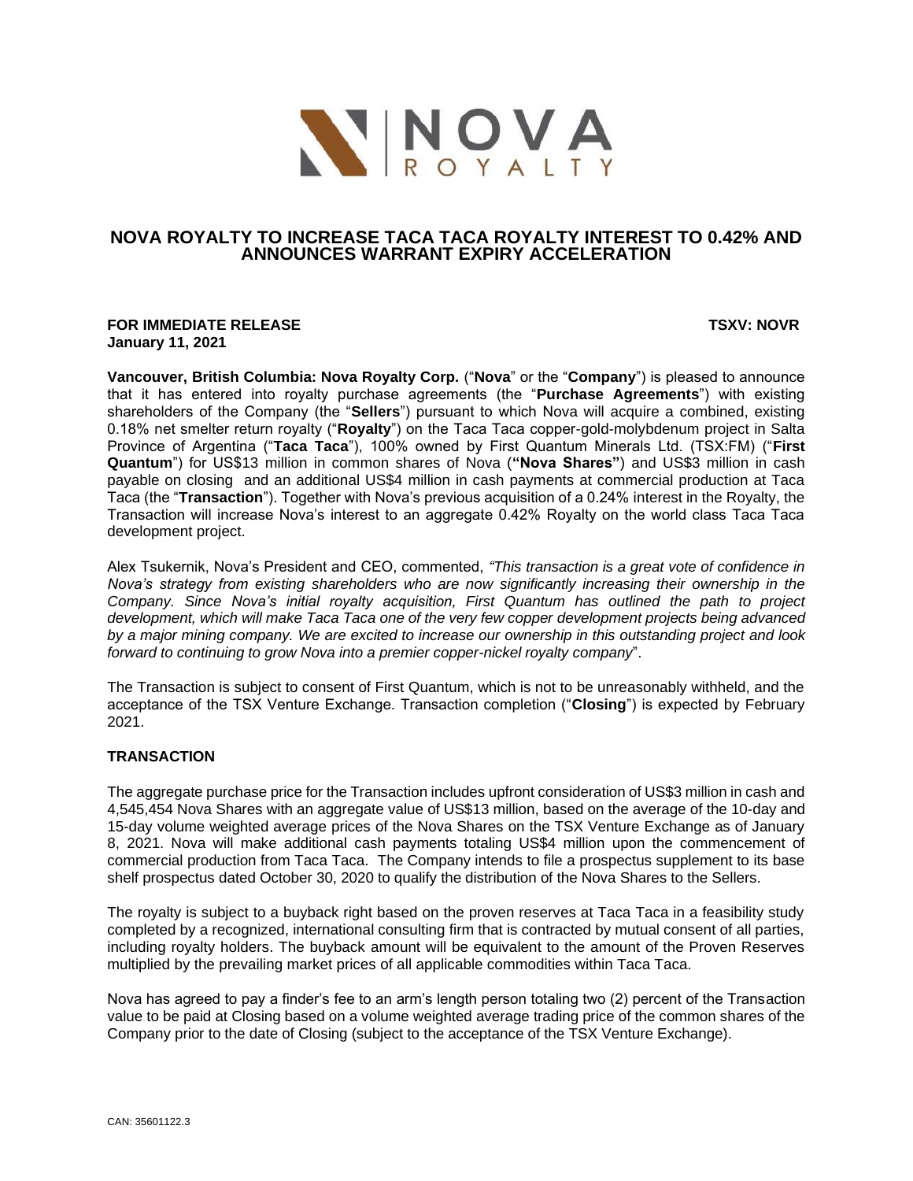# NOVA ROYALTY TO INCREASE TACA TACA ROYALTY INTEREST TO 0.42% AND ANNOUNCES WARRANT EXPIRY ACCELERATION

**FOR IMMEDIATE RELEASE** **TSXV: NOVR**
**January 11, 2021**

**Vancouver, British Columbia: Nova Royalty Corp.** ("**Nova**" or the "**Company**") is pleased to announce that it has entered into royalty purchase agreements (the "**Purchase Agreements**") with existing shareholders of the Company (the "**Sellers**") pursuant to which Nova will acquire a combined, existing 0.18% net smelter return royalty ("**Royalty**") on the Taca Taca copper-gold-molybdenum project in Salta Province of Argentina ("**Taca Taca**"), 100% owned by First Quantum Minerals Ltd. (TSX:FM) ("**First Quantum**") for US$13 million in common shares of Nova (**"Nova Shares"**) and US$3 million in cash payable on closing and an additional US$4 million in cash payments at commercial production at Taca Taca (the "**Transaction**"). Together with Nova's previous acquisition of a 0.24% interest in the Royalty, the Transaction will increase Nova's interest to an aggregate 0.42% Royalty on the world class Taca Taca development project.

Alex Tsukernik, Nova's President and CEO, commented, *"This transaction is a great vote of confidence in Nova's strategy from existing shareholders who are now significantly increasing their ownership in the Company. Since Nova's initial royalty acquisition, First Quantum has outlined the path to project development, which will make Taca Taca one of the very few copper development projects being advanced by a major mining company. We are excited to increase our ownership in this outstanding project and look forward to continuing to grow Nova into a premier copper-nickel royalty company*".

The Transaction is subject to consent of First Quantum, which is not to be unreasonably withheld, and the acceptance of the TSX Venture Exchange. Transaction completion ("**Closing**") is expected by February 2021.

## TRANSACTION

The aggregate purchase price for the Transaction includes upfront consideration of US$3 million in cash and 4,545,454 Nova Shares with an aggregate value of US$13 million, based on the average of the 10-day and 15-day volume weighted average prices of the Nova Shares on the TSX Venture Exchange as of January 8, 2021. Nova will make additional cash payments totaling US$4 million upon the commencement of commercial production from Taca Taca. The Company intends to file a prospectus supplement to its base shelf prospectus dated October 30, 2020 to qualify the distribution of the Nova Shares to the Sellers.

The royalty is subject to a buyback right based on the proven reserves at Taca Taca in a feasibility study completed by a recognized, international consulting firm that is contracted by mutual consent of all parties, including royalty holders. The buyback amount will be equivalent to the amount of the Proven Reserves multiplied by the prevailing market prices of all applicable commodities within Taca Taca.

Nova has agreed to pay a finder's fee to an arm's length person totaling two (2) percent of the Transaction value to be paid at Closing based on a volume weighted average trading price of the common shares of the Company prior to the date of Closing (subject to the acceptance of the TSX Venture Exchange).

CAN: 35601122.3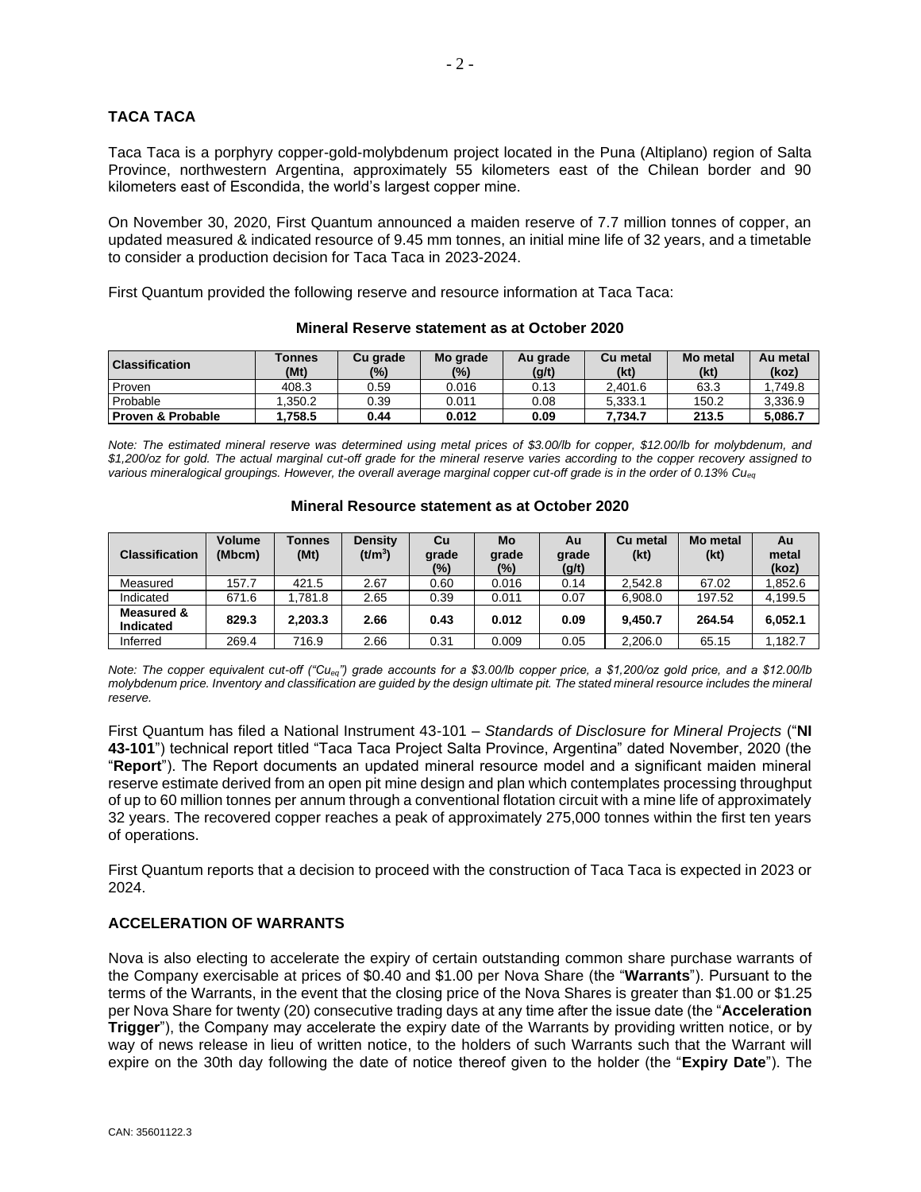## TACA TACA

Taca Taca is a porphyry copper-gold-molybdenum project located in the Puna (Altiplano) region of Salta Province, northwestern Argentina, approximately 55 kilometers east of the Chilean border and 90 kilometers east of Escondida, the world's largest copper mine.

On November 30, 2020, First Quantum announced a maiden reserve of 7.7 million tonnes of copper, an updated measured & indicated resource of 9.45 mm tonnes, an initial mine life of 32 years, and a timetable to consider a production decision for Taca Taca in 2023-2024.

First Quantum provided the following reserve and resource information at Taca Taca:

**Mineral Reserve statement as at October 2020**

| Classification | Tonnes (Mt) | Cu grade (%) | Mo grade (%) | Au grade (g/t) | Cu metal (kt) | Mo metal (kt) | Au metal (koz) |
|---|---|---|---|---|---|---|---|
| Proven | 408.3 | 0.59 | 0.016 | 0.13 | 2,401.6 | 63.3 | 1,749.8 |
| Probable | 1,350.2 | 0.39 | 0.011 | 0.08 | 5,333.1 | 150.2 | 3,336.9 |
| **Proven & Probable** | **1,758.5** | **0.44** | **0.012** | **0.09** | **7,734.7** | **213.5** | **5,086.7** |

*Note: The estimated mineral reserve was determined using metal prices of \$3.00/lb for copper, \$12.00/lb for molybdenum, and \$1,200/oz for gold. The actual marginal cut-off grade for the mineral reserve varies according to the copper recovery assigned to various mineralogical groupings. However, the overall average marginal copper cut-off grade is in the order of 0.13% $Cu_{eq}$*

**Mineral Resource statement as at October 2020**

| Classification | Volume (Mbcm) | Tonnes (Mt) | Density ($t/m^3$) | Cu grade (%) | Mo grade (%) | Au grade (g/t) | Cu metal (kt) | Mo metal (kt) | Au metal (koz) |
|---|---|---|---|---|---|---|---|---|---|
| Measured | 157.7 | 421.5 | 2.67 | 0.60 | 0.016 | 0.14 | 2,542.8 | 67.02 | 1,852.6 |
| Indicated | 671.6 | 1,781.8 | 2.65 | 0.39 | 0.011 | 0.07 | 6,908.0 | 197.52 | 4,199.5 |
| **Measured & Indicated** | **829.3** | **2,203.3** | **2.66** | **0.43** | **0.012** | **0.09** | **9,450.7** | **264.54** | **6,052.1** |
| Inferred | 269.4 | 716.9 | 2.66 | 0.31 | 0.009 | 0.05 | 2,206.0 | 65.15 | 1,182.7 |

*Note: The copper equivalent cut-off ("$Cu_{eq}$") grade accounts for a \$3.00/lb copper price, a \$1,200/oz gold price, and a \$12.00/lb molybdenum price. Inventory and classification are guided by the design ultimate pit. The stated mineral resource includes the mineral reserve.*

First Quantum has filed a National Instrument 43-101 – *Standards of Disclosure for Mineral Projects* ("**NI 43-101**") technical report titled "Taca Taca Project Salta Province, Argentina" dated November, 2020 (the "**Report**"). The Report documents an updated mineral resource model and a significant maiden mineral reserve estimate derived from an open pit mine design and plan which contemplates processing throughput of up to 60 million tonnes per annum through a conventional flotation circuit with a mine life of approximately 32 years. The recovered copper reaches a peak of approximately 275,000 tonnes within the first ten years of operations.

First Quantum reports that a decision to proceed with the construction of Taca Taca is expected in 2023 or 2024.

## ACCELERATION OF WARRANTS

Nova is also electing to accelerate the expiry of certain outstanding common share purchase warrants of the Company exercisable at prices of \$0.40 and \$1.00 per Nova Share (the "**Warrants**"). Pursuant to the terms of the Warrants, in the event that the closing price of the Nova Shares is greater than \$1.00 or \$1.25 per Nova Share for twenty (20) consecutive trading days at any time after the issue date (the "**Acceleration Trigger**"), the Company may accelerate the expiry date of the Warrants by providing written notice, or by way of news release in lieu of written notice, to the holders of such Warrants such that the Warrant will expire on the 30th day following the date of notice thereof given to the holder (the "**Expiry Date**"). The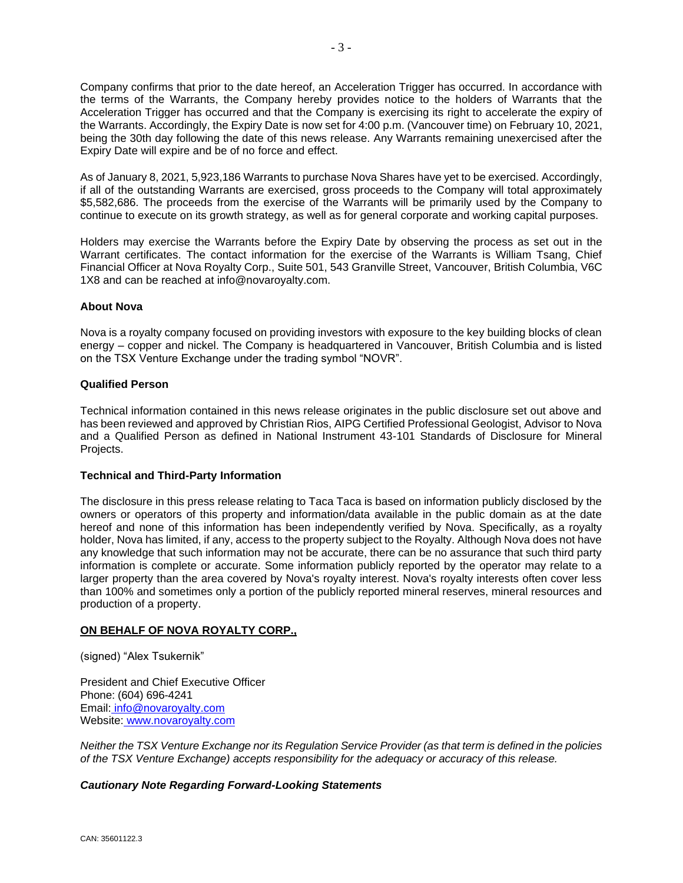Company confirms that prior to the date hereof, an Acceleration Trigger has occurred. In accordance with the terms of the Warrants, the Company hereby provides notice to the holders of Warrants that the Acceleration Trigger has occurred and that the Company is exercising its right to accelerate the expiry of the Warrants. Accordingly, the Expiry Date is now set for 4:00 p.m. (Vancouver time) on February 10, 2021, being the 30th day following the date of this news release. Any Warrants remaining unexercised after the Expiry Date will expire and be of no force and effect.

As of January 8, 2021, 5,923,186 Warrants to purchase Nova Shares have yet to be exercised. Accordingly, if all of the outstanding Warrants are exercised, gross proceeds to the Company will total approximately $5,582,686. The proceeds from the exercise of the Warrants will be primarily used by the Company to continue to execute on its growth strategy, as well as for general corporate and working capital purposes.

Holders may exercise the Warrants before the Expiry Date by observing the process as set out in the Warrant certificates. The contact information for the exercise of the Warrants is William Tsang, Chief Financial Officer at Nova Royalty Corp., Suite 501, 543 Granville Street, Vancouver, British Columbia, V6C 1X8 and can be reached at info@novaroyalty.com.

**About Nova**

Nova is a royalty company focused on providing investors with exposure to the key building blocks of clean energy – copper and nickel. The Company is headquartered in Vancouver, British Columbia and is listed on the TSX Venture Exchange under the trading symbol "NOVR".

**Qualified Person**

Technical information contained in this news release originates in the public disclosure set out above and has been reviewed and approved by Christian Rios, AIPG Certified Professional Geologist, Advisor to Nova and a Qualified Person as defined in National Instrument 43-101 Standards of Disclosure for Mineral Projects.

**Technical and Third-Party Information**

The disclosure in this press release relating to Taca Taca is based on information publicly disclosed by the owners or operators of this property and information/data available in the public domain as at the date hereof and none of this information has been independently verified by Nova. Specifically, as a royalty holder, Nova has limited, if any, access to the property subject to the Royalty. Although Nova does not have any knowledge that such information may not be accurate, there can be no assurance that such third party information is complete or accurate. Some information publicly reported by the operator may relate to a larger property than the area covered by Nova's royalty interest. Nova's royalty interests often cover less than 100% and sometimes only a portion of the publicly reported mineral reserves, mineral resources and production of a property.

**ON BEHALF OF NOVA ROYALTY CORP.,**

(signed) "Alex Tsukernik"

President and Chief Executive Officer
Phone: (604) 696-4241
Email: info@novaroyalty.com
Website: www.novaroyalty.com

*Neither the TSX Venture Exchange nor its Regulation Service Provider (as that term is defined in the policies of the TSX Venture Exchange) accepts responsibility for the adequacy or accuracy of this release.*

***Cautionary Note Regarding Forward-Looking Statements***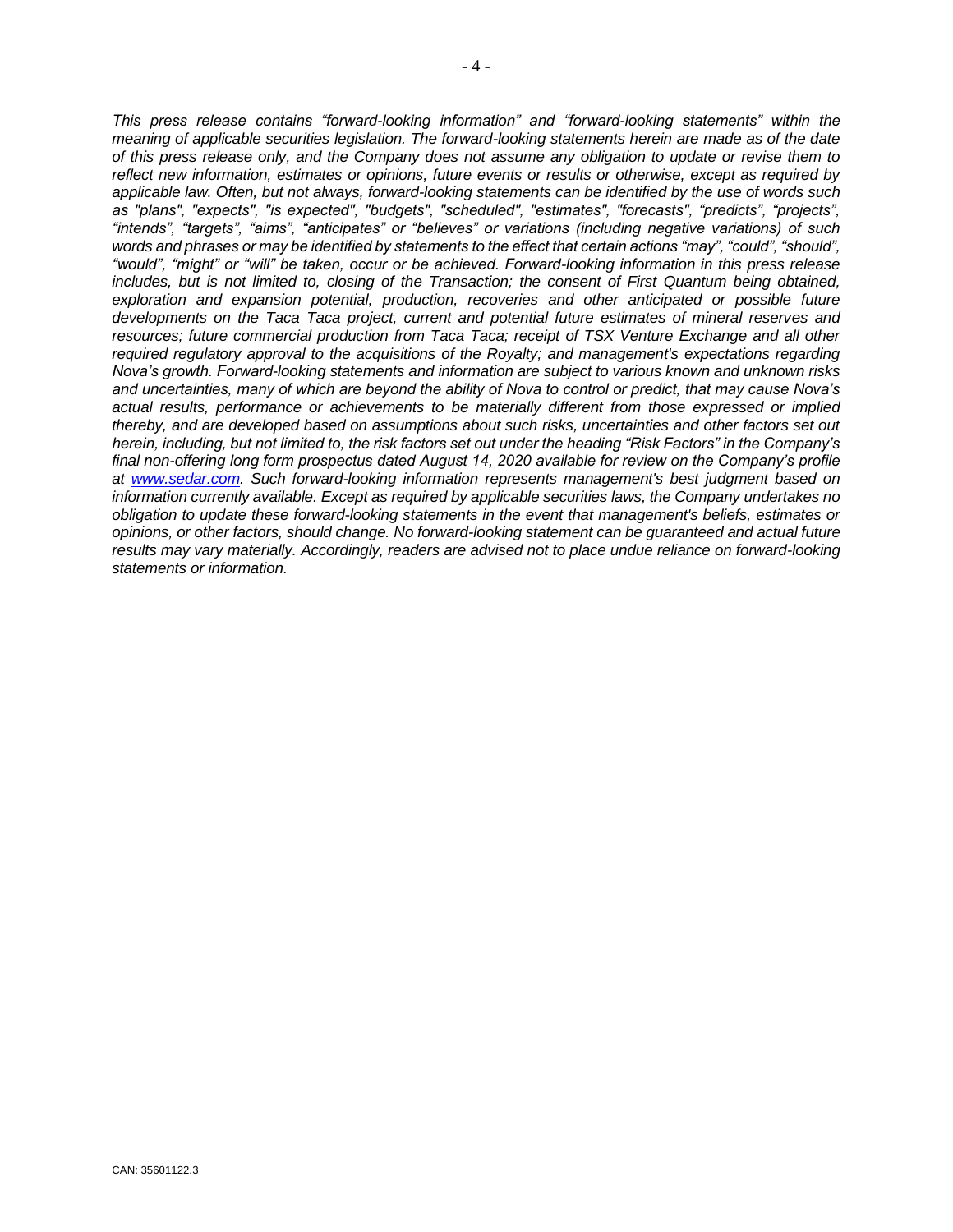*This press release contains “forward-looking information” and “forward-looking statements” within the meaning of applicable securities legislation. The forward-looking statements herein are made as of the date of this press release only, and the Company does not assume any obligation to update or revise them to reflect new information, estimates or opinions, future events or results or otherwise, except as required by applicable law. Often, but not always, forward-looking statements can be identified by the use of words such as "plans", "expects", "is expected", "budgets", "scheduled", "estimates", "forecasts", “predicts”, “projects”, “intends”, “targets”, “aims”, “anticipates” or “believes” or variations (including negative variations) of such words and phrases or may be identified by statements to the effect that certain actions “may”, “could”, “should”, “would”, “might” or “will” be taken, occur or be achieved. Forward-looking information in this press release includes, but is not limited to, closing of the Transaction; the consent of First Quantum being obtained, exploration and expansion potential, production, recoveries and other anticipated or possible future developments on the Taca Taca project, current and potential future estimates of mineral reserves and resources; future commercial production from Taca Taca; receipt of TSX Venture Exchange and all other required regulatory approval to the acquisitions of the Royalty; and management's expectations regarding Nova’s growth. Forward-looking statements and information are subject to various known and unknown risks and uncertainties, many of which are beyond the ability of Nova to control or predict, that may cause Nova’s actual results, performance or achievements to be materially different from those expressed or implied thereby, and are developed based on assumptions about such risks, uncertainties and other factors set out herein, including, but not limited to, the risk factors set out under the heading “Risk Factors” in the Company’s final non-offering long form prospectus dated August 14, 2020 available for review on the Company’s profile at [www.sedar.com](www.sedar.com). Such forward-looking information represents management's best judgment based on information currently available. Except as required by applicable securities laws, the Company undertakes no obligation to update these forward-looking statements in the event that management's beliefs, estimates or opinions, or other factors, should change. No forward-looking statement can be guaranteed and actual future results may vary materially. Accordingly, readers are advised not to place undue reliance on forward-looking statements or information.*

CAN: 35601122.3